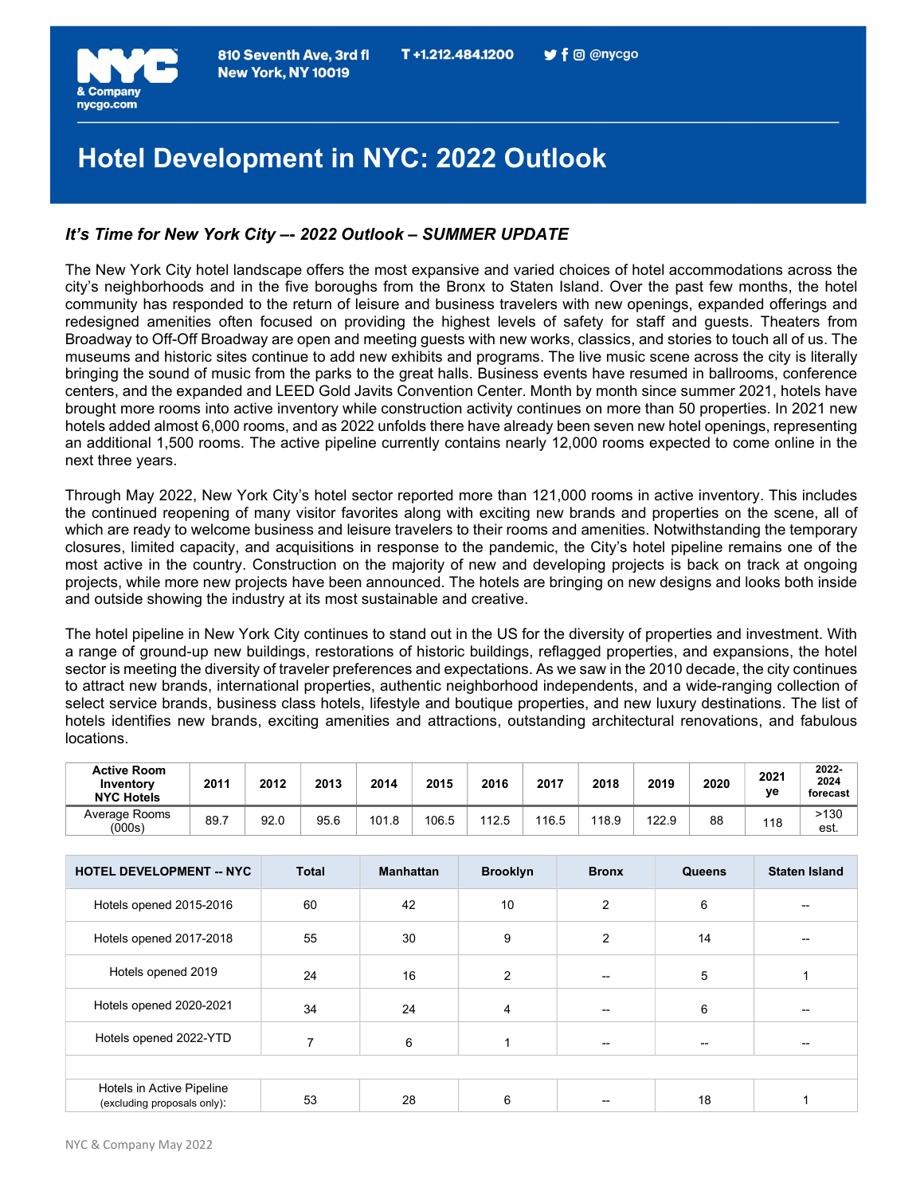810 Seventh Ave, 3rd fl
New York, NY 10019

T +1.212.484.1200

@nycgo

# Hotel Development in NYC: 2022 Outlook

### *It's Time for New York City –- 2022 Outlook – SUMMER UPDATE*

The New York City hotel landscape offers the most expansive and varied choices of hotel accommodations across the city's neighborhoods and in the five boroughs from the Bronx to Staten Island. Over the past few months, the hotel community has responded to the return of leisure and business travelers with new openings, expanded offerings and redesigned amenities often focused on providing the highest levels of safety for staff and guests. Theaters from Broadway to Off-Off Broadway are open and meeting guests with new works, classics, and stories to touch all of us. The museums and historic sites continue to add new exhibits and programs. The live music scene across the city is literally bringing the sound of music from the parks to the great halls. Business events have resumed in ballrooms, conference centers, and the expanded and LEED Gold Javits Convention Center. Month by month since summer 2021, hotels have brought more rooms into active inventory while construction activity continues on more than 50 properties. In 2021 new hotels added almost 6,000 rooms, and as 2022 unfolds there have already been seven new hotel openings, representing an additional 1,500 rooms. The active pipeline currently contains nearly 12,000 rooms expected to come online in the next three years.

Through May 2022, New York City's hotel sector reported more than 121,000 rooms in active inventory. This includes the continued reopening of many visitor favorites along with exciting new brands and properties on the scene, all of which are ready to welcome business and leisure travelers to their rooms and amenities. Notwithstanding the temporary closures, limited capacity, and acquisitions in response to the pandemic, the City's hotel pipeline remains one of the most active in the country. Construction on the majority of new and developing projects is back on track at ongoing projects, while more new projects have been announced. The hotels are bringing on new designs and looks both inside and outside showing the industry at its most sustainable and creative.

The hotel pipeline in New York City continues to stand out in the US for the diversity of properties and investment. With a range of ground-up new buildings, restorations of historic buildings, reflagged properties, and expansions, the hotel sector is meeting the diversity of traveler preferences and expectations. As we saw in the 2010 decade, the city continues to attract new brands, international properties, authentic neighborhood independents, and a wide-ranging collection of select service brands, business class hotels, lifestyle and boutique properties, and new luxury destinations. The list of hotels identifies new brands, exciting amenities and attractions, outstanding architectural renovations, and fabulous locations.

| Active Room Inventory NYC Hotels | 2011 | 2012 | 2013 | 2014 | 2015 | 2016 | 2017 | 2018 | 2019 | 2020 | 2021 ye | 2022-2024 forecast |
|---|---|---|---|---|---|---|---|---|---|---|---|---|
| Average Rooms (000s) | 89.7 | 92.0 | 95.6 | 101.8 | 106.5 | 112.5 | 116.5 | 118.9 | 122.9 | 88 | 118 | >130 est. |

| HOTEL DEVELOPMENT -- NYC | Total | Manhattan | Brooklyn | Bronx | Queens | Staten Island |
|---|---|---|---|---|---|---|
| Hotels opened 2015-2016 | 60 | 42 | 10 | 2 | 6 | -- |
| Hotels opened 2017-2018 | 55 | 30 | 9 | 2 | 14 | -- |
| Hotels opened 2019 | 24 | 16 | 2 | -- | 5 | 1 |
| Hotels opened 2020-2021 | 34 | 24 | 4 | -- | 6 | -- |
| Hotels opened 2022-YTD | 7 | 6 | 1 | -- | -- | -- |
| | | | | | | |
| Hotels in Active Pipeline (excluding proposals only): | 53 | 28 | 6 | -- | 18 | 1 |

NYC & Company May 2022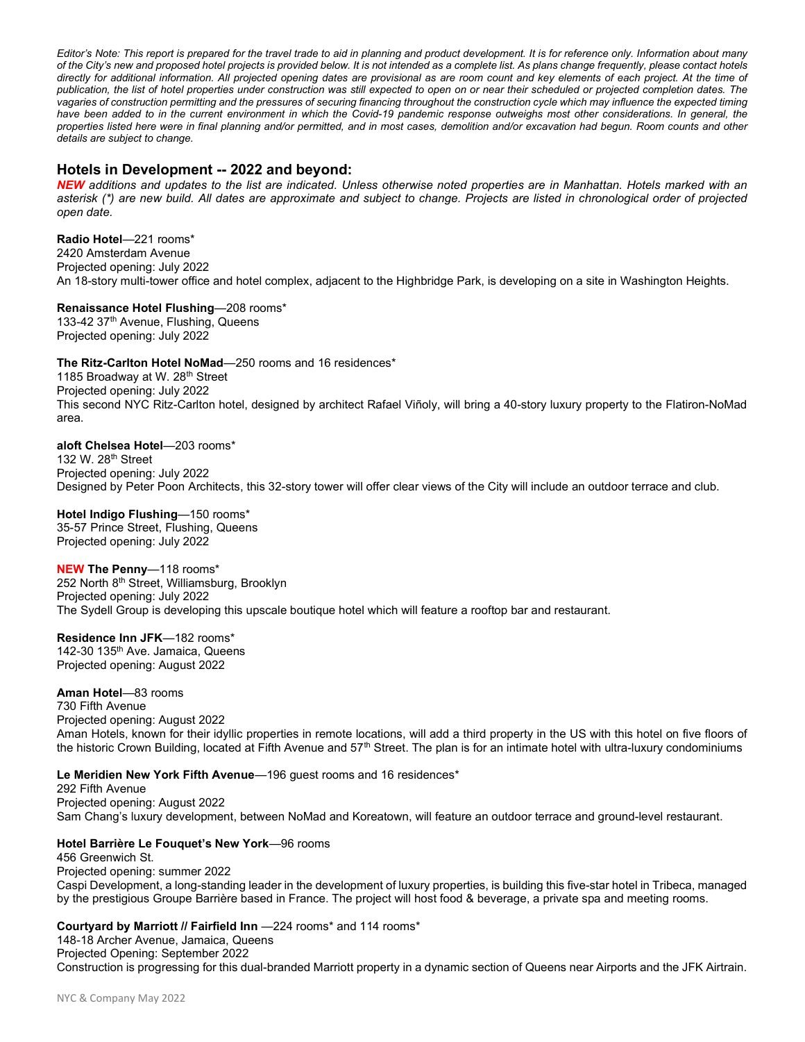*Editor's Note: This report is prepared for the travel trade to aid in planning and product development. It is for reference only. Information about many of the City's new and proposed hotel projects is provided below. It is not intended as a complete list. As plans change frequently, please contact hotels directly for additional information. All projected opening dates are provisional as are room count and key elements of each project. At the time of publication, the list of hotel properties under construction was still expected to open on or near their scheduled or projected completion dates. The vagaries of construction permitting and the pressures of securing financing throughout the construction cycle which may influence the expected timing have been added to in the current environment in which the Covid-19 pandemic response outweighs most other considerations. In general, the properties listed here were in final planning and/or permitted, and in most cases, demolition and/or excavation had begun. Room counts and other details are subject to change.*

## Hotels in Development -- 2022 and beyond:

***NEW*** *additions and updates to the list are indicated. Unless otherwise noted properties are in Manhattan. Hotels marked with an asterisk (*) are new build. All dates are approximate and subject to change. Projects are listed in chronological order of projected open date.*

**Radio Hotel**—221 rooms*
2420 Amsterdam Avenue
Projected opening: July 2022
An 18-story multi-tower office and hotel complex, adjacent to the Highbridge Park, is developing on a site in Washington Heights.

**Renaissance Hotel Flushing**—208 rooms*
133-42 37th Avenue, Flushing, Queens
Projected opening: July 2022

**The Ritz-Carlton Hotel NoMad**—250 rooms and 16 residences*
1185 Broadway at W. 28th Street
Projected opening: July 2022
This second NYC Ritz-Carlton hotel, designed by architect Rafael Viñoly, will bring a 40-story luxury property to the Flatiron-NoMad area.

**aloft Chelsea Hotel**—203 rooms*
132 W. 28th Street
Projected opening: July 2022
Designed by Peter Poon Architects, this 32-story tower will offer clear views of the City will include an outdoor terrace and club.

**Hotel Indigo Flushing**—150 rooms*
35-57 Prince Street, Flushing, Queens
Projected opening: July 2022

**NEW The Penny**—118 rooms*
252 North 8th Street, Williamsburg, Brooklyn
Projected opening: July 2022
The Sydell Group is developing this upscale boutique hotel which will feature a rooftop bar and restaurant.

**Residence Inn JFK**—182 rooms*
142-30 135th Ave. Jamaica, Queens
Projected opening: August 2022

**Aman Hotel**—83 rooms
730 Fifth Avenue
Projected opening: August 2022
Aman Hotels, known for their idyllic properties in remote locations, will add a third property in the US with this hotel on five floors of the historic Crown Building, located at Fifth Avenue and 57th Street. The plan is for an intimate hotel with ultra-luxury condominiums

**Le Meridien New York Fifth Avenue**—196 guest rooms and 16 residences*
292 Fifth Avenue
Projected opening: August 2022
Sam Chang's luxury development, between NoMad and Koreatown, will feature an outdoor terrace and ground-level restaurant.

**Hotel Barrière Le Fouquet's New York**—96 rooms
456 Greenwich St.
Projected opening: summer 2022
Caspi Development, a long-standing leader in the development of luxury properties, is building this five-star hotel in Tribeca, managed by the prestigious Groupe Barrière based in France. The project will host food & beverage, a private spa and meeting rooms.

**Courtyard by Marriott // Fairfield Inn** —224 rooms* and 114 rooms*
148-18 Archer Avenue, Jamaica, Queens
Projected Opening: September 2022
Construction is progressing for this dual-branded Marriott property in a dynamic section of Queens near Airports and the JFK Airtrain.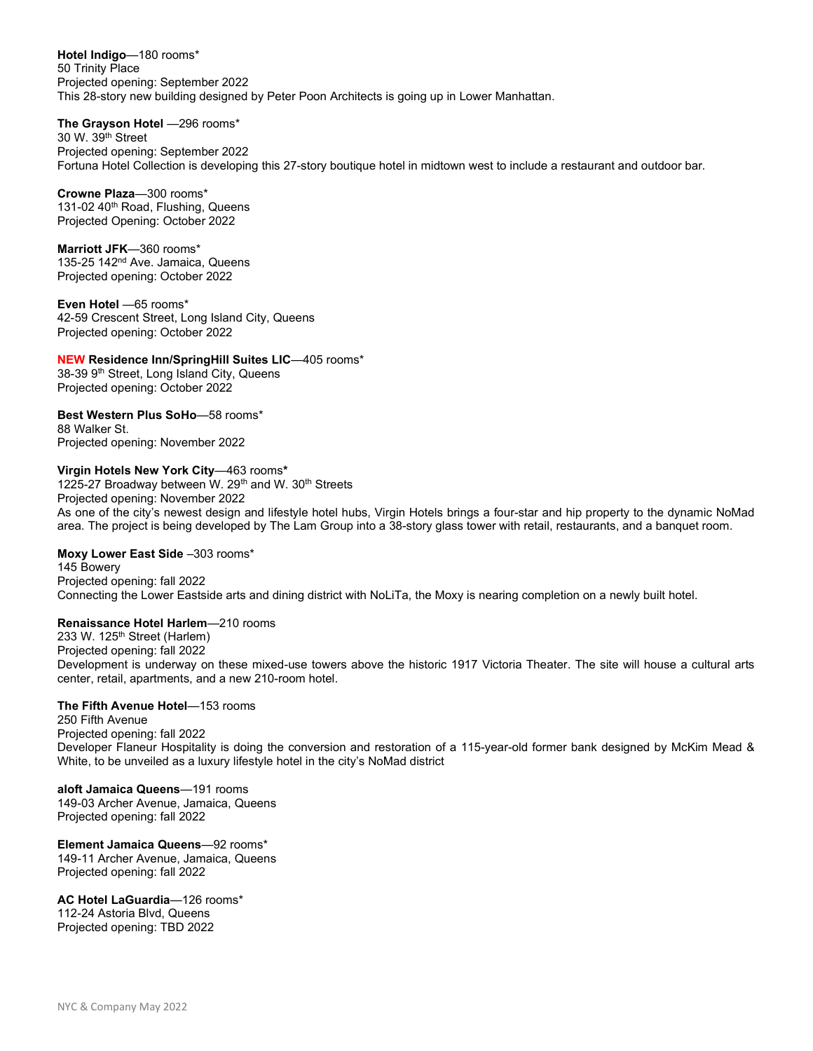**Hotel Indigo**—180 rooms*
50 Trinity Place
Projected opening: September 2022
This 28-story new building designed by Peter Poon Architects is going up in Lower Manhattan.

**The Grayson Hotel** —296 rooms*
30 W. 39th Street
Projected opening: September 2022
Fortuna Hotel Collection is developing this 27-story boutique hotel in midtown west to include a restaurant and outdoor bar.

**Crowne Plaza**—300 rooms*
131-02 40th Road, Flushing, Queens
Projected Opening: October 2022

**Marriott JFK**—360 rooms*
135-25 142nd Ave. Jamaica, Queens
Projected opening: October 2022

**Even Hotel** —65 rooms*
42-59 Crescent Street, Long Island City, Queens
Projected opening: October 2022

**NEW Residence Inn/SpringHill Suites LIC**—405 rooms*
38-39 9th Street, Long Island City, Queens
Projected opening: October 2022

**Best Western Plus SoHo**—58 rooms*
88 Walker St.
Projected opening: November 2022

**Virgin Hotels New York City**—463 rooms*
1225-27 Broadway between W. 29th and W. 30th Streets
Projected opening: November 2022
As one of the city's newest design and lifestyle hotel hubs, Virgin Hotels brings a four-star and hip property to the dynamic NoMad area. The project is being developed by The Lam Group into a 38-story glass tower with retail, restaurants, and a banquet room.

**Moxy Lower East Side** –303 rooms*
145 Bowery
Projected opening: fall 2022
Connecting the Lower Eastside arts and dining district with NoLiTa, the Moxy is nearing completion on a newly built hotel.

**Renaissance Hotel Harlem**—210 rooms
233 W. 125th Street (Harlem)
Projected opening: fall 2022
Development is underway on these mixed-use towers above the historic 1917 Victoria Theater. The site will house a cultural arts center, retail, apartments, and a new 210-room hotel.

**The Fifth Avenue Hotel**—153 rooms
250 Fifth Avenue
Projected opening: fall 2022
Developer Flaneur Hospitality is doing the conversion and restoration of a 115-year-old former bank designed by McKim Mead & White, to be unveiled as a luxury lifestyle hotel in the city's NoMad district

**aloft Jamaica Queens**—191 rooms
149-03 Archer Avenue, Jamaica, Queens
Projected opening: fall 2022

**Element Jamaica Queens**—92 rooms*
149-11 Archer Avenue, Jamaica, Queens
Projected opening: fall 2022

**AC Hotel LaGuardia**—126 rooms*
112-24 Astoria Blvd, Queens
Projected opening: TBD 2022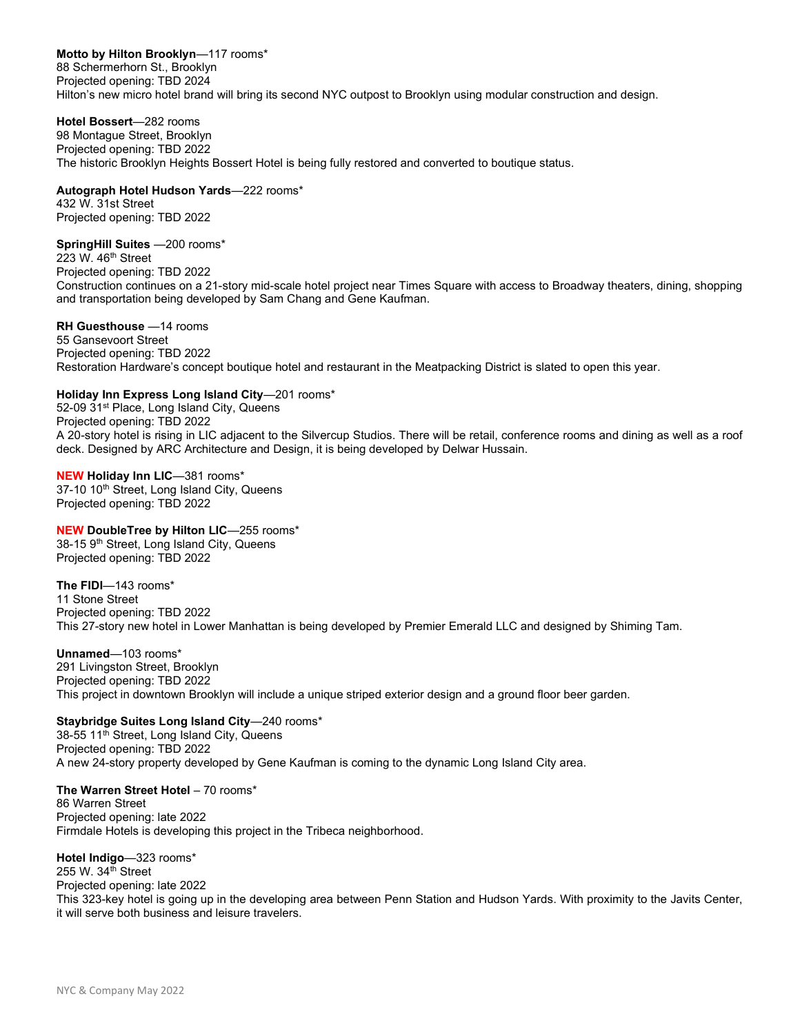**Motto by Hilton Brooklyn**—117 rooms*
88 Schermerhorn St., Brooklyn
Projected opening: TBD 2024
Hilton's new micro hotel brand will bring its second NYC outpost to Brooklyn using modular construction and design.

**Hotel Bossert**—282 rooms
98 Montague Street, Brooklyn
Projected opening: TBD 2022
The historic Brooklyn Heights Bossert Hotel is being fully restored and converted to boutique status.

**Autograph Hotel Hudson Yards**—222 rooms*
432 W. 31st Street
Projected opening: TBD 2022

**SpringHill Suites** —200 rooms*
223 W. 46th Street
Projected opening: TBD 2022
Construction continues on a 21-story mid-scale hotel project near Times Square with access to Broadway theaters, dining, shopping and transportation being developed by Sam Chang and Gene Kaufman.

**RH Guesthouse** —14 rooms
55 Gansevoort Street
Projected opening: TBD 2022
Restoration Hardware's concept boutique hotel and restaurant in the Meatpacking District is slated to open this year.

**Holiday Inn Express Long Island City**—201 rooms*
52-09 31st Place, Long Island City, Queens
Projected opening: TBD 2022
A 20-story hotel is rising in LIC adjacent to the Silvercup Studios. There will be retail, conference rooms and dining as well as a roof deck. Designed by ARC Architecture and Design, it is being developed by Delwar Hussain.

**NEW Holiday Inn LIC**—381 rooms*
37-10 10th Street, Long Island City, Queens
Projected opening: TBD 2022

**NEW DoubleTree by Hilton LIC**—255 rooms*
38-15 9th Street, Long Island City, Queens
Projected opening: TBD 2022

**The FIDI**—143 rooms*
11 Stone Street
Projected opening: TBD 2022
This 27-story new hotel in Lower Manhattan is being developed by Premier Emerald LLC and designed by Shiming Tam.

**Unnamed**—103 rooms*
291 Livingston Street, Brooklyn
Projected opening: TBD 2022
This project in downtown Brooklyn will include a unique striped exterior design and a ground floor beer garden.

**Staybridge Suites Long Island City**—240 rooms*
38-55 11th Street, Long Island City, Queens
Projected opening: TBD 2022
A new 24-story property developed by Gene Kaufman is coming to the dynamic Long Island City area.

**The Warren Street Hotel** – 70 rooms*
86 Warren Street
Projected opening: late 2022
Firmdale Hotels is developing this project in the Tribeca neighborhood.

**Hotel Indigo**—323 rooms*
255 W. 34th Street
Projected opening: late 2022
This 323-key hotel is going up in the developing area between Penn Station and Hudson Yards. With proximity to the Javits Center, it will serve both business and leisure travelers.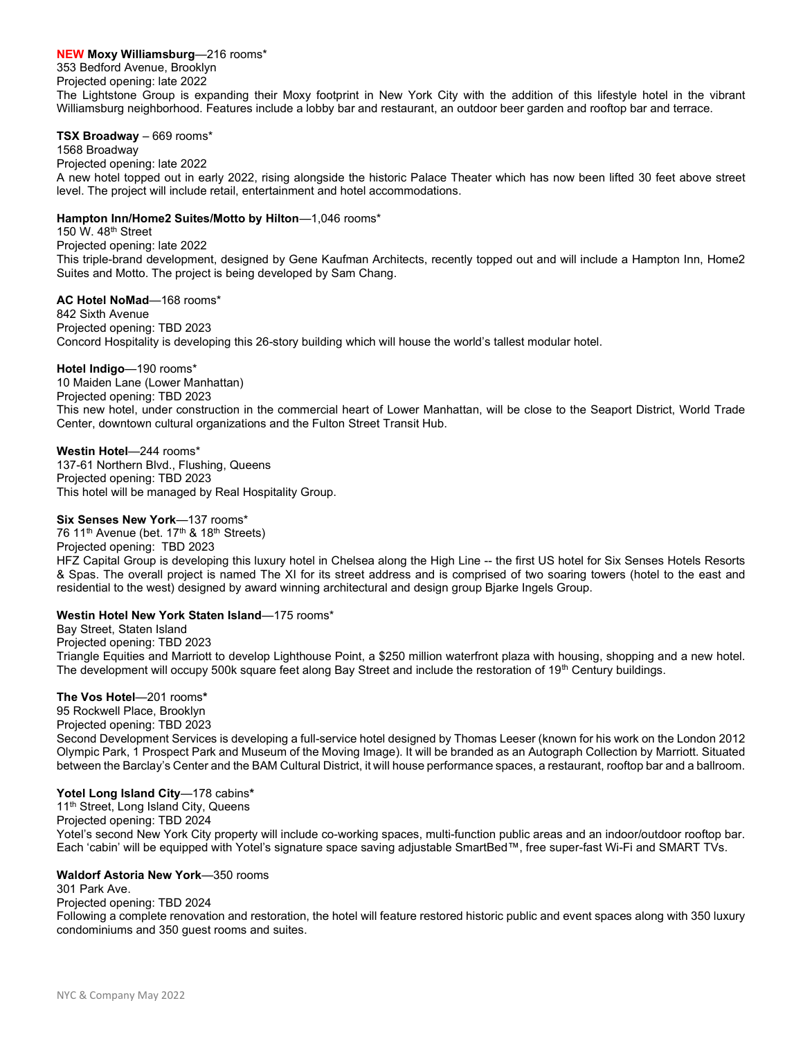**NEW Moxy Williamsburg**—216 rooms*
353 Bedford Avenue, Brooklyn
Projected opening: late 2022
The Lightstone Group is expanding their Moxy footprint in New York City with the addition of this lifestyle hotel in the vibrant Williamsburg neighborhood. Features include a lobby bar and restaurant, an outdoor beer garden and rooftop bar and terrace.

**TSX Broadway** – 669 rooms*
1568 Broadway
Projected opening: late 2022
A new hotel topped out in early 2022, rising alongside the historic Palace Theater which has now been lifted 30 feet above street level. The project will include retail, entertainment and hotel accommodations.

**Hampton Inn/Home2 Suites/Motto by Hilton**—1,046 rooms*
150 W. 48th Street
Projected opening: late 2022
This triple-brand development, designed by Gene Kaufman Architects, recently topped out and will include a Hampton Inn, Home2 Suites and Motto. The project is being developed by Sam Chang.

**AC Hotel NoMad**—168 rooms*
842 Sixth Avenue
Projected opening: TBD 2023
Concord Hospitality is developing this 26-story building which will house the world's tallest modular hotel.

**Hotel Indigo**—190 rooms*
10 Maiden Lane (Lower Manhattan)
Projected opening: TBD 2023
This new hotel, under construction in the commercial heart of Lower Manhattan, will be close to the Seaport District, World Trade Center, downtown cultural organizations and the Fulton Street Transit Hub.

**Westin Hotel**—244 rooms*
137-61 Northern Blvd., Flushing, Queens
Projected opening: TBD 2023
This hotel will be managed by Real Hospitality Group.

**Six Senses New York**—137 rooms*
76 11th Avenue (bet. 17th & 18th Streets)
Projected opening: TBD 2023
HFZ Capital Group is developing this luxury hotel in Chelsea along the High Line -- the first US hotel for Six Senses Hotels Resorts & Spas. The overall project is named The XI for its street address and is comprised of two soaring towers (hotel to the east and residential to the west) designed by award winning architectural and design group Bjarke Ingels Group.

**Westin Hotel New York Staten Island**—175 rooms*
Bay Street, Staten Island
Projected opening: TBD 2023
Triangle Equities and Marriott to develop Lighthouse Point, a $250 million waterfront plaza with housing, shopping and a new hotel. The development will occupy 500k square feet along Bay Street and include the restoration of 19th Century buildings.

**The Vos Hotel**—201 rooms*
95 Rockwell Place, Brooklyn
Projected opening: TBD 2023
Second Development Services is developing a full-service hotel designed by Thomas Leeser (known for his work on the London 2012 Olympic Park, 1 Prospect Park and Museum of the Moving Image). It will be branded as an Autograph Collection by Marriott. Situated between the Barclay's Center and the BAM Cultural District, it will house performance spaces, a restaurant, rooftop bar and a ballroom.

**Yotel Long Island City**—178 cabins*
11th Street, Long Island City, Queens
Projected opening: TBD 2024
Yotel's second New York City property will include co-working spaces, multi-function public areas and an indoor/outdoor rooftop bar. Each 'cabin' will be equipped with Yotel's signature space saving adjustable SmartBed™, free super-fast Wi-Fi and SMART TVs.

**Waldorf Astoria New York**—350 rooms
301 Park Ave.
Projected opening: TBD 2024
Following a complete renovation and restoration, the hotel will feature restored historic public and event spaces along with 350 luxury condominiums and 350 guest rooms and suites.

NYC & Company May 2022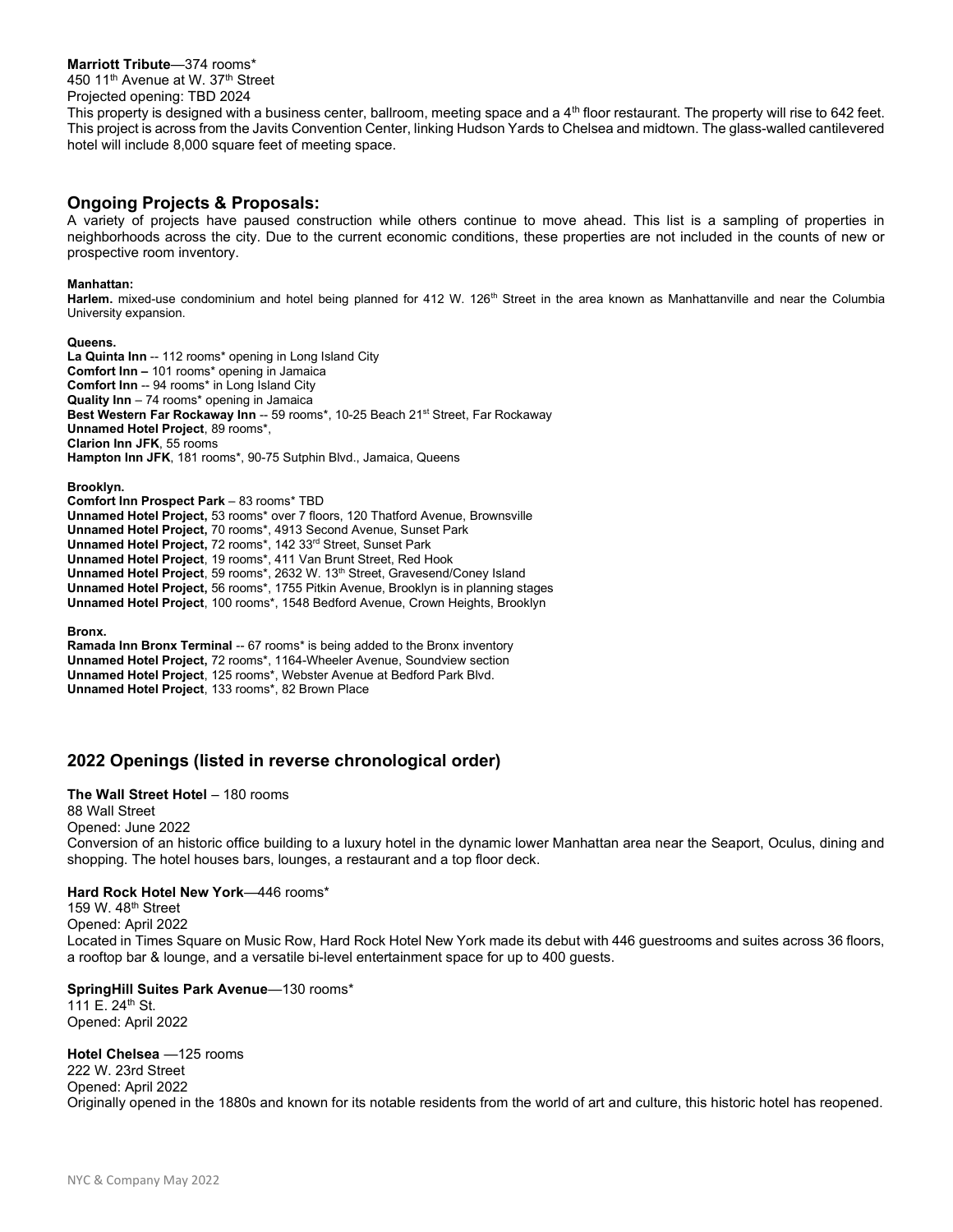**Marriott Tribute**—374 rooms*
450 11th Avenue at W. 37th Street
Projected opening: TBD 2024
This property is designed with a business center, ballroom, meeting space and a 4th floor restaurant. The property will rise to 642 feet. This project is across from the Javits Convention Center, linking Hudson Yards to Chelsea and midtown. The glass-walled cantilevered hotel will include 8,000 square feet of meeting space.

## Ongoing Projects & Proposals:

A variety of projects have paused construction while others continue to move ahead. This list is a sampling of properties in neighborhoods across the city. Due to the current economic conditions, these properties are not included in the counts of new or prospective room inventory.

**Manhattan:**
**Harlem.** mixed-use condominium and hotel being planned for 412 W. 126th Street in the area known as Manhattanville and near the Columbia University expansion.

**Queens.**
**La Quinta Inn** -- 112 rooms* opening in Long Island City
**Comfort Inn –** 101 rooms* opening in Jamaica
**Comfort Inn** -- 94 rooms* in Long Island City
**Quality Inn** – 74 rooms* opening in Jamaica
**Best Western Far Rockaway Inn** -- 59 rooms*, 10-25 Beach 21st Street, Far Rockaway
**Unnamed Hotel Project**, 89 rooms*,
**Clarion Inn JFK**, 55 rooms
**Hampton Inn JFK**, 181 rooms*, 90-75 Sutphin Blvd., Jamaica, Queens

**Brooklyn.**
**Comfort Inn Prospect Park** – 83 rooms* TBD
**Unnamed Hotel Project,** 53 rooms* over 7 floors, 120 Thatford Avenue, Brownsville
**Unnamed Hotel Project,** 70 rooms*, 4913 Second Avenue, Sunset Park
**Unnamed Hotel Project,** 72 rooms*, 142 33rd Street, Sunset Park
**Unnamed Hotel Project**, 19 rooms*, 411 Van Brunt Street, Red Hook
**Unnamed Hotel Project**, 59 rooms*, 2632 W. 13th Street, Gravesend/Coney Island
**Unnamed Hotel Project,** 56 rooms*, 1755 Pitkin Avenue, Brooklyn is in planning stages
**Unnamed Hotel Project**, 100 rooms*, 1548 Bedford Avenue, Crown Heights, Brooklyn

**Bronx.**
**Ramada Inn Bronx Terminal** -- 67 rooms* is being added to the Bronx inventory
**Unnamed Hotel Project,** 72 rooms*, 1164-Wheeler Avenue, Soundview section
**Unnamed Hotel Project**, 125 rooms*, Webster Avenue at Bedford Park Blvd.
**Unnamed Hotel Project**, 133 rooms*, 82 Brown Place

## 2022 Openings (listed in reverse chronological order)

**The Wall Street Hotel** – 180 rooms
88 Wall Street
Opened: June 2022
Conversion of an historic office building to a luxury hotel in the dynamic lower Manhattan area near the Seaport, Oculus, dining and shopping. The hotel houses bars, lounges, a restaurant and a top floor deck.

**Hard Rock Hotel New York**—446 rooms*
159 W. 48th Street
Opened: April 2022
Located in Times Square on Music Row, Hard Rock Hotel New York made its debut with 446 guestrooms and suites across 36 floors, a rooftop bar & lounge, and a versatile bi-level entertainment space for up to 400 guests.

**SpringHill Suites Park Avenue**—130 rooms*
111 E. 24th St.
Opened: April 2022

**Hotel Chelsea** —125 rooms
222 W. 23rd Street
Opened: April 2022
Originally opened in the 1880s and known for its notable residents from the world of art and culture, this historic hotel has reopened.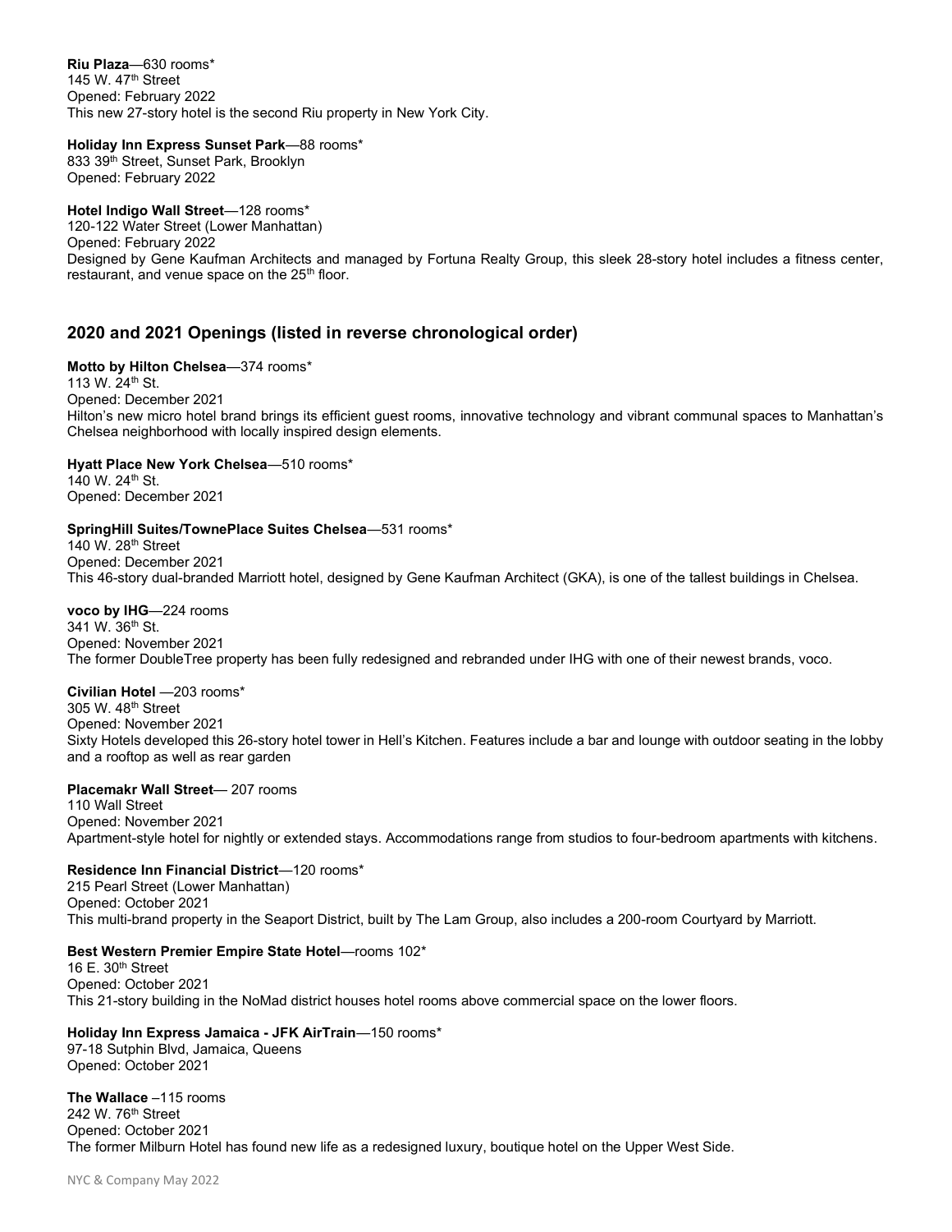**Riu Plaza**—630 rooms*
145 W. 47th Street
Opened: February 2022
This new 27-story hotel is the second Riu property in New York City.

**Holiday Inn Express Sunset Park**—88 rooms*
833 39th Street, Sunset Park, Brooklyn
Opened: February 2022

**Hotel Indigo Wall Street**—128 rooms*
120-122 Water Street (Lower Manhattan)
Opened: February 2022
Designed by Gene Kaufman Architects and managed by Fortuna Realty Group, this sleek 28-story hotel includes a fitness center, restaurant, and venue space on the 25th floor.

## 2020 and 2021 Openings (listed in reverse chronological order)

**Motto by Hilton Chelsea**—374 rooms*
113 W. 24th St.
Opened: December 2021
Hilton's new micro hotel brand brings its efficient guest rooms, innovative technology and vibrant communal spaces to Manhattan's Chelsea neighborhood with locally inspired design elements.

**Hyatt Place New York Chelsea**—510 rooms*
140 W. 24th St.
Opened: December 2021

**SpringHill Suites/TownePlace Suites Chelsea**—531 rooms*
140 W. 28th Street
Opened: December 2021
This 46-story dual-branded Marriott hotel, designed by Gene Kaufman Architect (GKA), is one of the tallest buildings in Chelsea.

**voco by IHG**—224 rooms
341 W. 36th St.
Opened: November 2021
The former DoubleTree property has been fully redesigned and rebranded under IHG with one of their newest brands, voco.

**Civilian Hotel** —203 rooms*
305 W. 48th Street
Opened: November 2021
Sixty Hotels developed this 26-story hotel tower in Hell's Kitchen. Features include a bar and lounge with outdoor seating in the lobby and a rooftop as well as rear garden

**Placemakr Wall Street**— 207 rooms
110 Wall Street
Opened: November 2021
Apartment-style hotel for nightly or extended stays. Accommodations range from studios to four-bedroom apartments with kitchens.

**Residence Inn Financial District**—120 rooms*
215 Pearl Street (Lower Manhattan)
Opened: October 2021
This multi-brand property in the Seaport District, built by The Lam Group, also includes a 200-room Courtyard by Marriott.

**Best Western Premier Empire State Hotel**—rooms 102*
16 E. 30th Street
Opened: October 2021
This 21-story building in the NoMad district houses hotel rooms above commercial space on the lower floors.

**Holiday Inn Express Jamaica - JFK AirTrain**—150 rooms*
97-18 Sutphin Blvd, Jamaica, Queens
Opened: October 2021

**The Wallace** –115 rooms
242 W. 76th Street
Opened: October 2021
The former Milburn Hotel has found new life as a redesigned luxury, boutique hotel on the Upper West Side.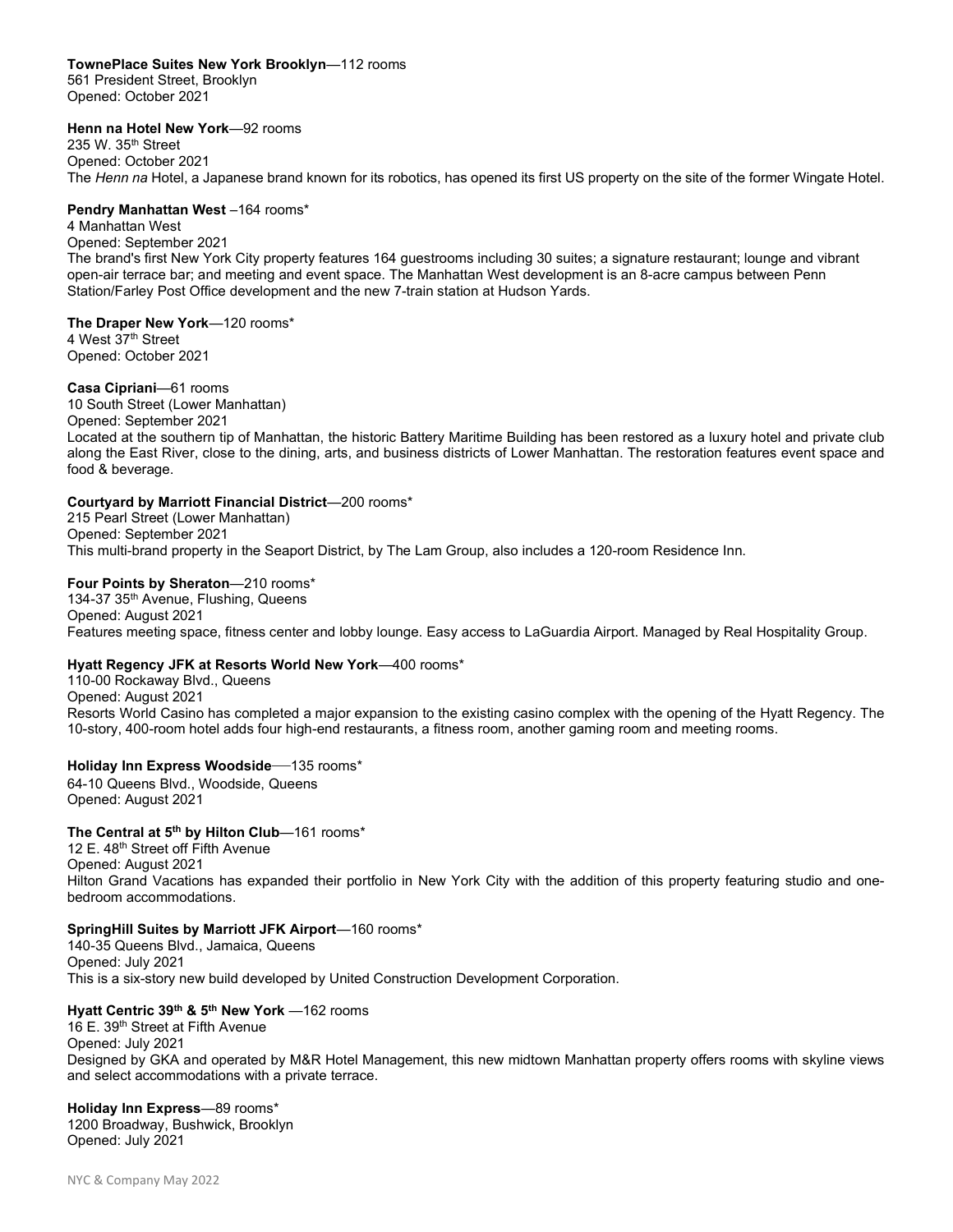**TownePlace Suites New York Brooklyn**—112 rooms
561 President Street, Brooklyn
Opened: October 2021

**Henn na Hotel New York**—92 rooms
235 W. 35th Street
Opened: October 2021
The *Henn na* Hotel, a Japanese brand known for its robotics, has opened its first US property on the site of the former Wingate Hotel.

**Pendry Manhattan West** –164 rooms*
4 Manhattan West
Opened: September 2021
The brand's first New York City property features 164 guestrooms including 30 suites; a signature restaurant; lounge and vibrant open-air terrace bar; and meeting and event space. The Manhattan West development is an 8-acre campus between Penn Station/Farley Post Office development and the new 7-train station at Hudson Yards.

**The Draper New York**—120 rooms*
4 West 37th Street
Opened: October 2021

**Casa Cipriani**—61 rooms
10 South Street (Lower Manhattan)
Opened: September 2021
Located at the southern tip of Manhattan, the historic Battery Maritime Building has been restored as a luxury hotel and private club along the East River, close to the dining, arts, and business districts of Lower Manhattan. The restoration features event space and food & beverage.

**Courtyard by Marriott Financial District**—200 rooms*
215 Pearl Street (Lower Manhattan)
Opened: September 2021
This multi-brand property in the Seaport District, by The Lam Group, also includes a 120-room Residence Inn.

**Four Points by Sheraton**—210 rooms*
134-37 35th Avenue, Flushing, Queens
Opened: August 2021
Features meeting space, fitness center and lobby lounge. Easy access to LaGuardia Airport. Managed by Real Hospitality Group.

**Hyatt Regency JFK at Resorts World New York**—400 rooms*
110-00 Rockaway Blvd., Queens
Opened: August 2021
Resorts World Casino has completed a major expansion to the existing casino complex with the opening of the Hyatt Regency. The 10-story, 400-room hotel adds four high-end restaurants, a fitness room, another gaming room and meeting rooms.

**Holiday Inn Express Woodside**—135 rooms*
64-10 Queens Blvd., Woodside, Queens
Opened: August 2021

**The Central at 5th by Hilton Club**—161 rooms*
12 E. 48th Street off Fifth Avenue
Opened: August 2021
Hilton Grand Vacations has expanded their portfolio in New York City with the addition of this property featuring studio and one-bedroom accommodations.

**SpringHill Suites by Marriott JFK Airport**—160 rooms*
140-35 Queens Blvd., Jamaica, Queens
Opened: July 2021
This is a six-story new build developed by United Construction Development Corporation.

**Hyatt Centric 39th & 5th New York** —162 rooms
16 E. 39th Street at Fifth Avenue
Opened: July 2021
Designed by GKA and operated by M&R Hotel Management, this new midtown Manhattan property offers rooms with skyline views and select accommodations with a private terrace.

**Holiday Inn Express**—89 rooms*
1200 Broadway, Bushwick, Brooklyn
Opened: July 2021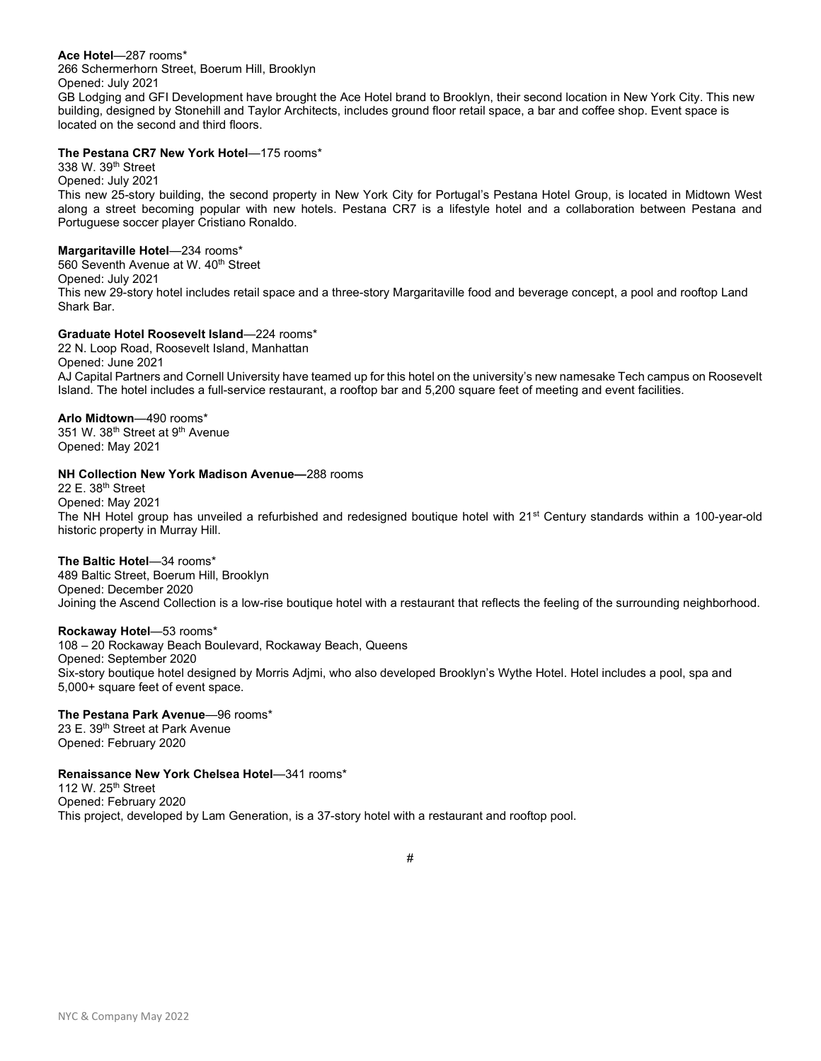**Ace Hotel**—287 rooms*
266 Schermerhorn Street, Boerum Hill, Brooklyn
Opened: July 2021
GB Lodging and GFI Development have brought the Ace Hotel brand to Brooklyn, their second location in New York City. This new building, designed by Stonehill and Taylor Architects, includes ground floor retail space, a bar and coffee shop. Event space is located on the second and third floors.

**The Pestana CR7 New York Hotel**—175 rooms*
338 W. 39th Street
Opened: July 2021
This new 25-story building, the second property in New York City for Portugal's Pestana Hotel Group, is located in Midtown West along a street becoming popular with new hotels. Pestana CR7 is a lifestyle hotel and a collaboration between Pestana and Portuguese soccer player Cristiano Ronaldo.

**Margaritaville Hotel**—234 rooms*
560 Seventh Avenue at W. 40th Street
Opened: July 2021
This new 29-story hotel includes retail space and a three-story Margaritaville food and beverage concept, a pool and rooftop Land Shark Bar.

**Graduate Hotel Roosevelt Island**—224 rooms*
22 N. Loop Road, Roosevelt Island, Manhattan
Opened: June 2021
AJ Capital Partners and Cornell University have teamed up for this hotel on the university's new namesake Tech campus on Roosevelt Island. The hotel includes a full-service restaurant, a rooftop bar and 5,200 square feet of meeting and event facilities.

**Arlo Midtown**—490 rooms*
351 W. 38th Street at 9th Avenue
Opened: May 2021

**NH Collection New York Madison Avenue—**288 rooms
22 E. 38th Street
Opened: May 2021
The NH Hotel group has unveiled a refurbished and redesigned boutique hotel with 21st Century standards within a 100-year-old historic property in Murray Hill.

**The Baltic Hotel**—34 rooms*
489 Baltic Street, Boerum Hill, Brooklyn
Opened: December 2020
Joining the Ascend Collection is a low-rise boutique hotel with a restaurant that reflects the feeling of the surrounding neighborhood.

**Rockaway Hotel**—53 rooms*
108 – 20 Rockaway Beach Boulevard, Rockaway Beach, Queens
Opened: September 2020
Six-story boutique hotel designed by Morris Adjmi, who also developed Brooklyn's Wythe Hotel. Hotel includes a pool, spa and 5,000+ square feet of event space.

**The Pestana Park Avenue**—96 rooms*
23 E. 39th Street at Park Avenue
Opened: February 2020

**Renaissance New York Chelsea Hotel**—341 rooms*
112 W. 25th Street
Opened: February 2020
This project, developed by Lam Generation, is a 37-story hotel with a restaurant and rooftop pool.

#